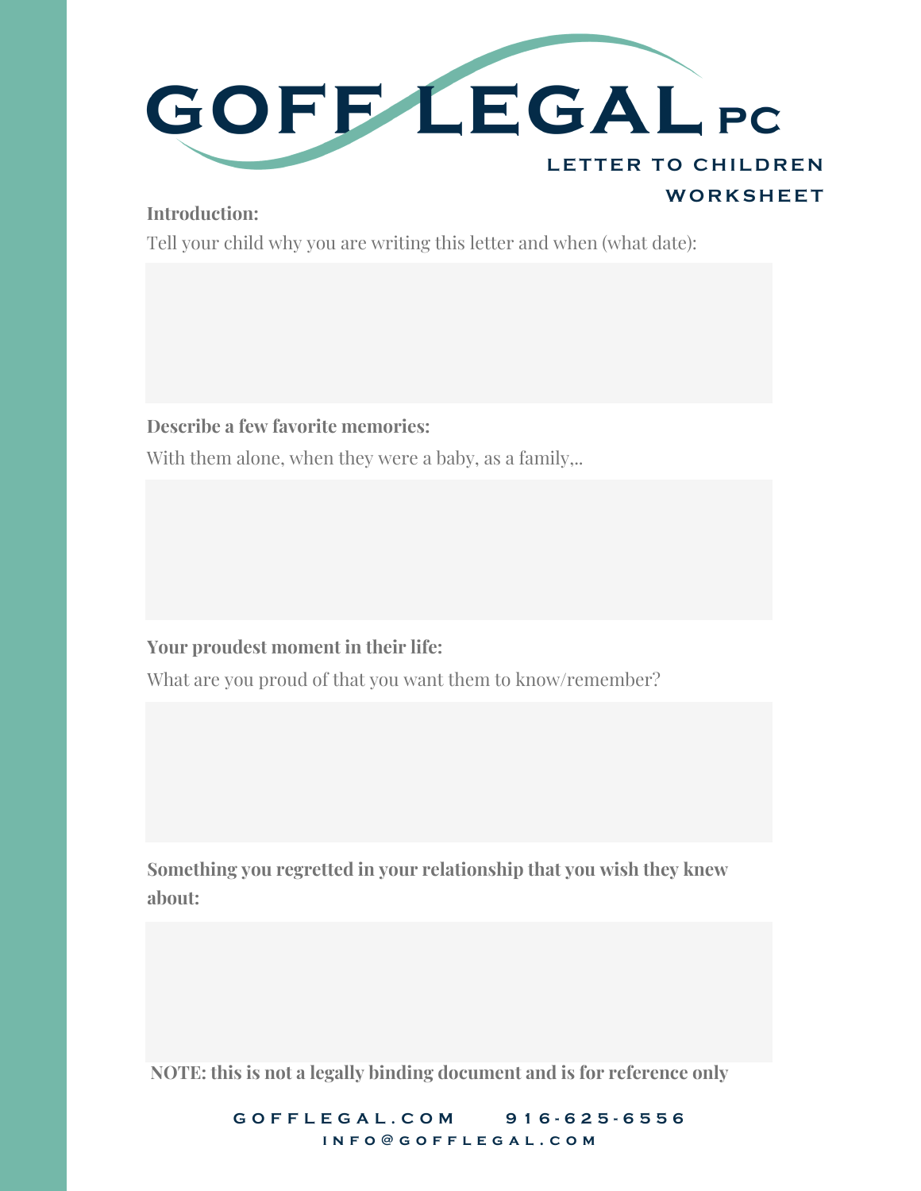# GOFF LEGAL PC

## LETTER TO CHILDREN WORKSHEET

**Introduction:**

Tell your child why you are writing this letter and when (what date):

**Describe a few favorite memories:**

With them alone, when they were a baby, as a family,..

**Your proudest moment in their life:**

What are you proud of that you want them to know/remember?

**Something you regretted in your relationship that you wish they knew about:**

**NOTE: this is not a legally binding document and is for reference only**

GOFFLEGAL.COM 916-625-6556
INFO@GOFFLEGAL.COM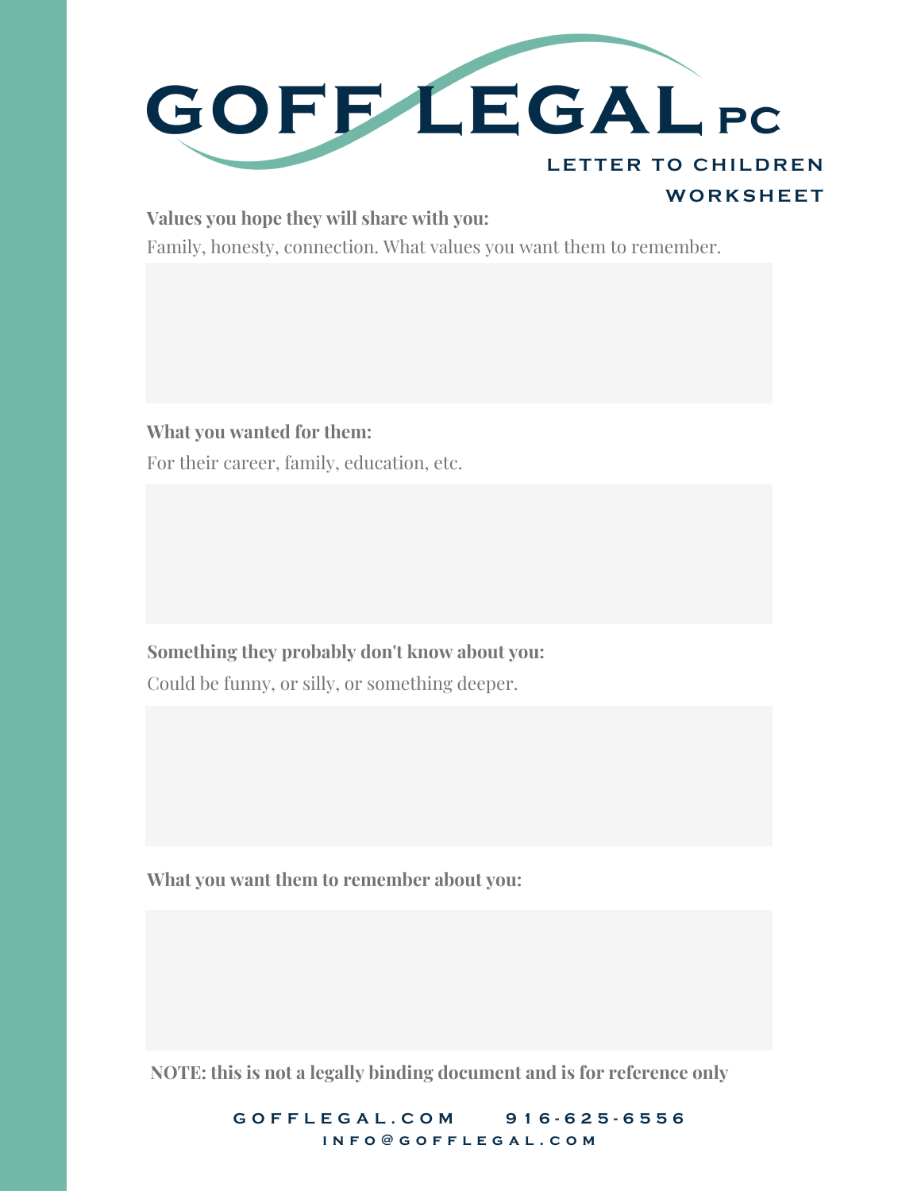# GOFF LEGAL PC

## LETTER TO CHILDREN WORKSHEET

**Values you hope they will share with you:**

Family, honesty, connection. What values you want them to remember.

**What you wanted for them:**

For their career, family, education, etc.

**Something they probably don't know about you:**

Could be funny, or silly, or something deeper.

**What you want them to remember about you:**

**NOTE: this is not a legally binding document and is for reference only**

GOFFLEGAL.COM 916-625-6556
INFO@GOFFLEGAL.COM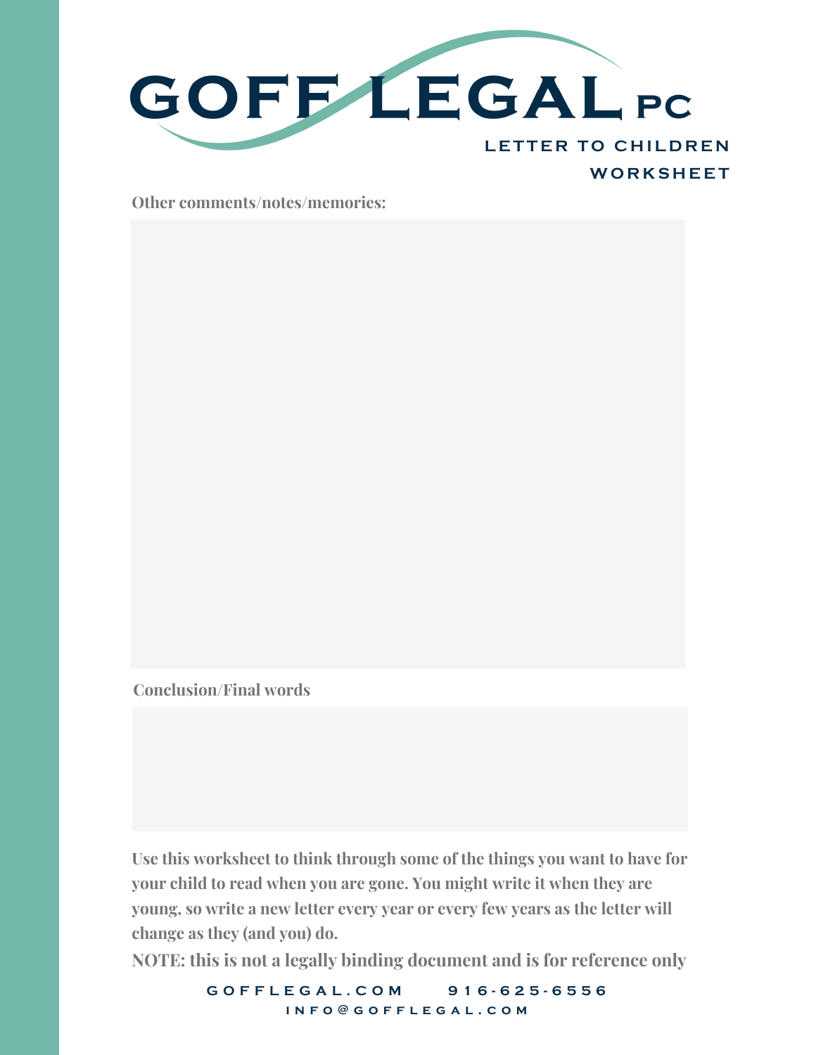# GOFF LEGAL PC

## LETTER TO CHILDREN WORKSHEET

**Other comments/notes/memories:**

**Conclusion/Final words**

**Use this worksheet to think through some of the things you want to have for your child to read when you are gone. You might write it when they are young, so write a new letter every year or every few years as the letter will change as they (and you) do.**

**NOTE: this is not a legally binding document and is for reference only**

GOFFLEGAL.COM 916-625-6556

INFO@GOFFLEGAL.COM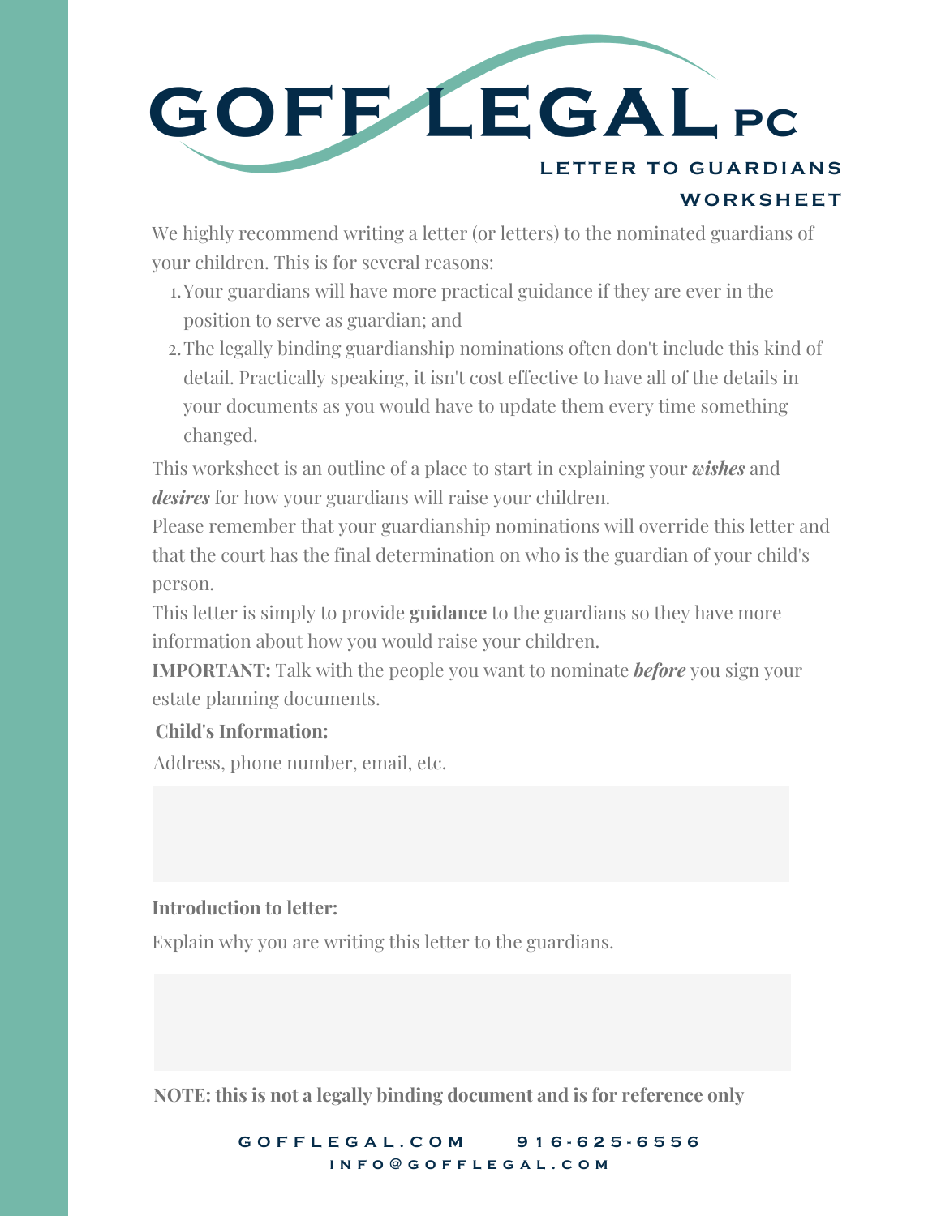# GOFF LEGAL PC

## LETTER TO GUARDIANS WORKSHEET

We highly recommend writing a letter (or letters) to the nominated guardians of your children. This is for several reasons:

1. Your guardians will have more practical guidance if they are ever in the position to serve as guardian; and
2. The legally binding guardianship nominations often don't include this kind of detail. Practically speaking, it isn't cost effective to have all of the details in your documents as you would have to update them every time something changed.

This worksheet is an outline of a place to start in explaining your ***wishes*** and ***desires*** for how your guardians will raise your children.

Please remember that your guardianship nominations will override this letter and that the court has the final determination on who is the guardian of your child's person.

This letter is simply to provide **guidance** to the guardians so they have more information about how you would raise your children.

**IMPORTANT:** Talk with the people you want to nominate ***before*** you sign your estate planning documents.

**Child's Information:**

Address, phone number, email, etc.

**Introduction to letter:**

Explain why you are writing this letter to the guardians.

**NOTE: this is not a legally binding document and is for reference only**

GOFFLEGAL.COM 916-625-6556
INFO@GOFFLEGAL.COM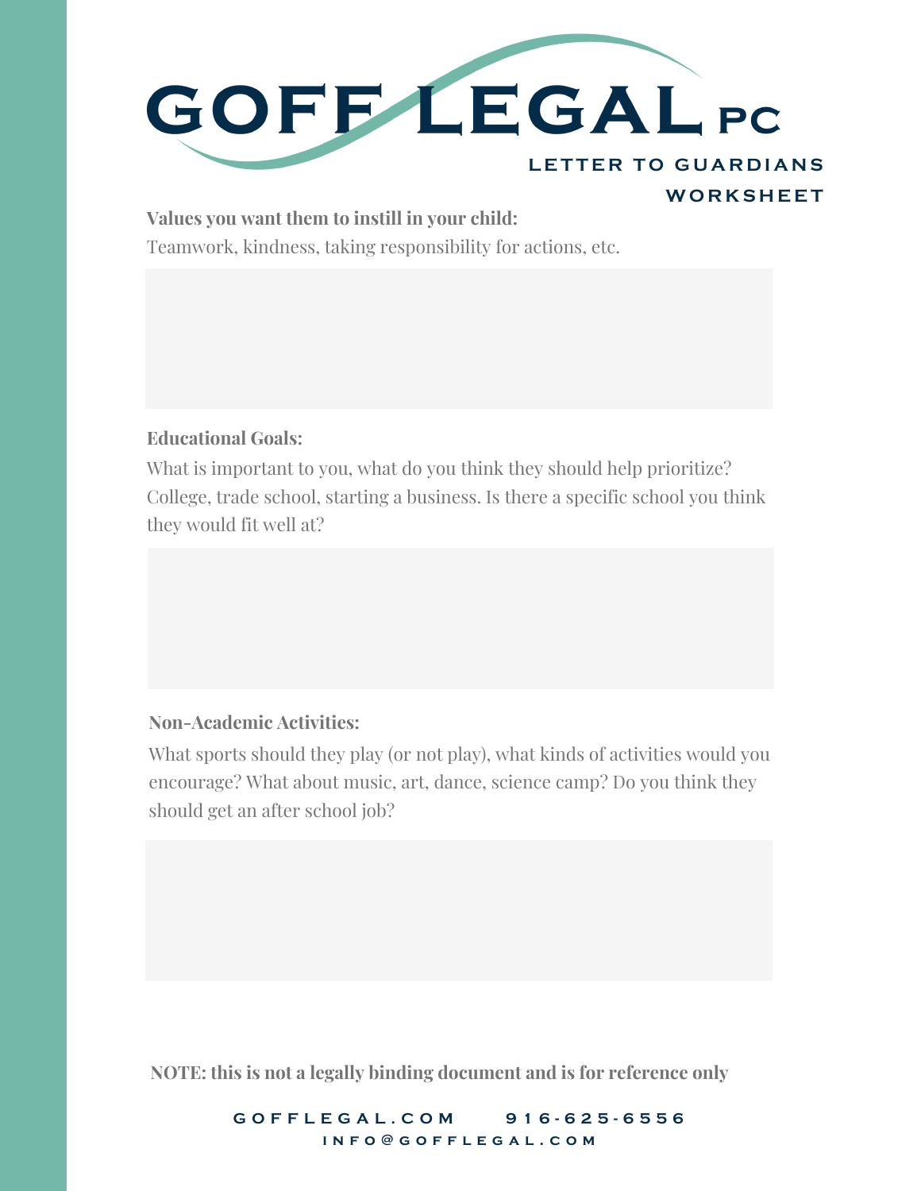# GOFF LEGAL PC

## LETTER TO GUARDIANS WORKSHEET

**Values you want them to instill in your child:**

Teamwork, kindness, taking responsibility for actions, etc.

**Educational Goals:**

What is important to you, what do you think they should help prioritize? College, trade school, starting a business. Is there a specific school you think they would fit well at?

**Non-Academic Activities:**

What sports should they play (or not play), what kinds of activities would you encourage? What about music, art, dance, science camp? Do you think they should get an after school job?

**NOTE: this is not a legally binding document and is for reference only**

GOFFLEGAL.COM 916-625-6556

INFO@GOFFLEGAL.COM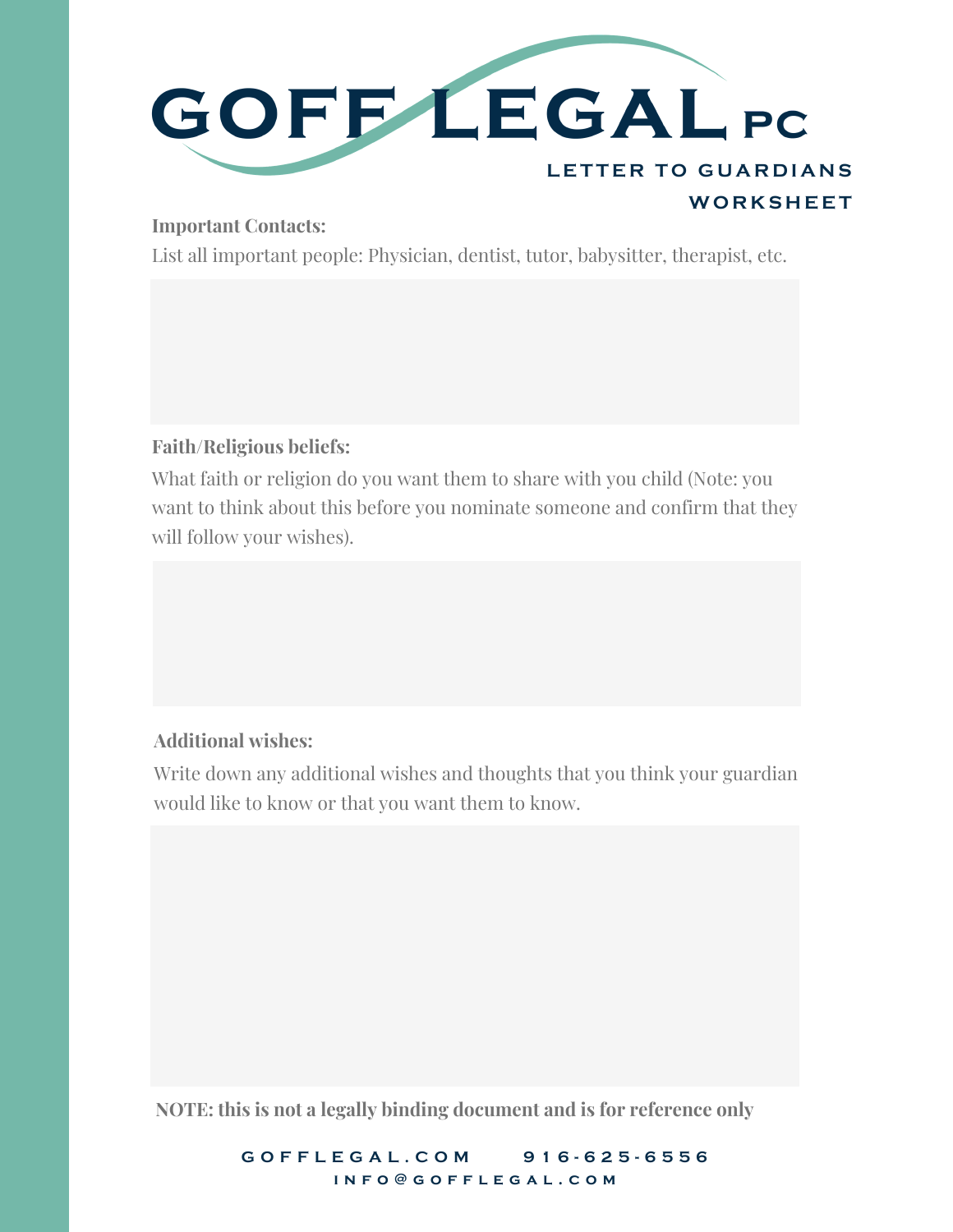# GOFF LEGAL PC

## LETTER TO GUARDIANS WORKSHEET

**Important Contacts:**

List all important people: Physician, dentist, tutor, babysitter, therapist, etc.

**Faith/Religious beliefs:**

What faith or religion do you want them to share with you child (Note: you want to think about this before you nominate someone and confirm that they will follow your wishes).

**Additional wishes:**

Write down any additional wishes and thoughts that you think your guardian would like to know or that you want them to know.

**NOTE: this is not a legally binding document and is for reference only**

GOFFLEGAL.COM 916-625-6556

INFO@GOFFLEGAL.COM